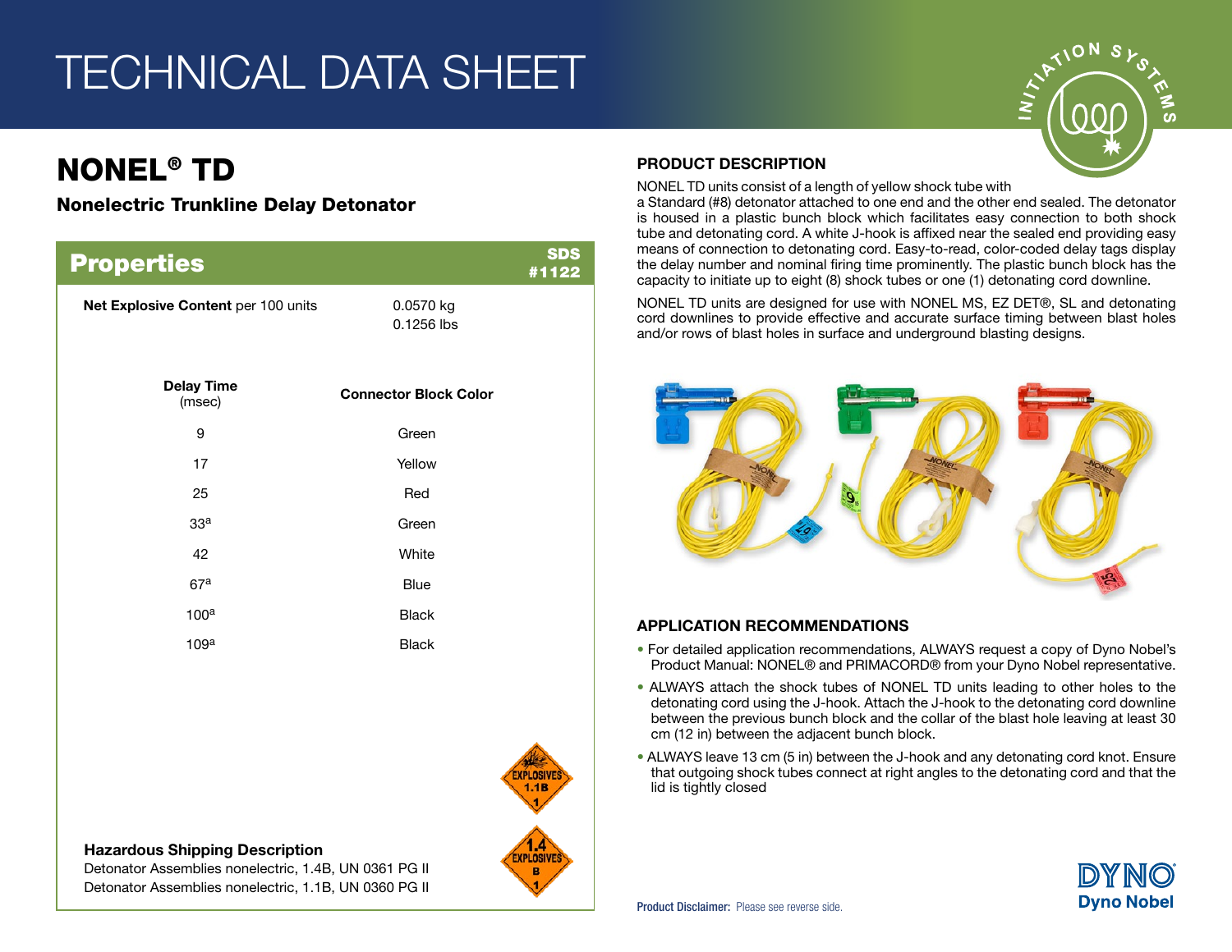# TECHNICAL DATA SHEET

## NONEL® TD

### Nonelectric Trunkline Delay Detonator

## Properties

SDS #1122

**Net Explosive Content** per 100 units: 0.0570 kg / 0.1256 lbs

| Delay Time (msec) | Connector Block Color |
|---|---|
| 9 | Green |
| 17 | Yellow |
| 25 | Red |
| 33[a] | Green |
| 42 | White |
| 67[a] | Blue |
| 100[a] | Black |
| 109[a] | Black |

**Hazardous Shipping Description**

Detonator Assemblies nonelectric, 1.4B, UN 0361 PG II

Detonator Assemblies nonelectric, 1.1B, UN 0360 PG II

## PRODUCT DESCRIPTION

NONEL TD units consist of a length of yellow shock tube with a Standard (#8) detonator attached to one end and the other end sealed. The detonator is housed in a plastic bunch block which facilitates easy connection to both shock tube and detonating cord. A white J-hook is affixed near the sealed end providing easy means of connection to detonating cord. Easy-to-read, color-coded delay tags display the delay number and nominal firing time prominently. The plastic bunch block has the capacity to initiate up to eight (8) shock tubes or one (1) detonating cord downline.

NONEL TD units are designed for use with NONEL MS, EZ DET®, SL and detonating cord downlines to provide effective and accurate surface timing between blast holes and/or rows of blast holes in surface and underground blasting designs.

## APPLICATION RECOMMENDATIONS

- For detailed application recommendations, ALWAYS request a copy of Dyno Nobel's Product Manual: NONEL® and PRIMACORD® from your Dyno Nobel representative.
- ALWAYS attach the shock tubes of NONEL TD units leading to other holes to the detonating cord using the J-hook. Attach the J-hook to the detonating cord downline between the previous bunch block and the collar of the blast hole leaving at least 30 cm (12 in) between the adjacent bunch block.
- ALWAYS leave 13 cm (5 in) between the J-hook and any detonating cord knot. Ensure that outgoing shock tubes connect at right angles to the detonating cord and that the lid is tightly closed

**Product Disclaimer:** Please see reverse side.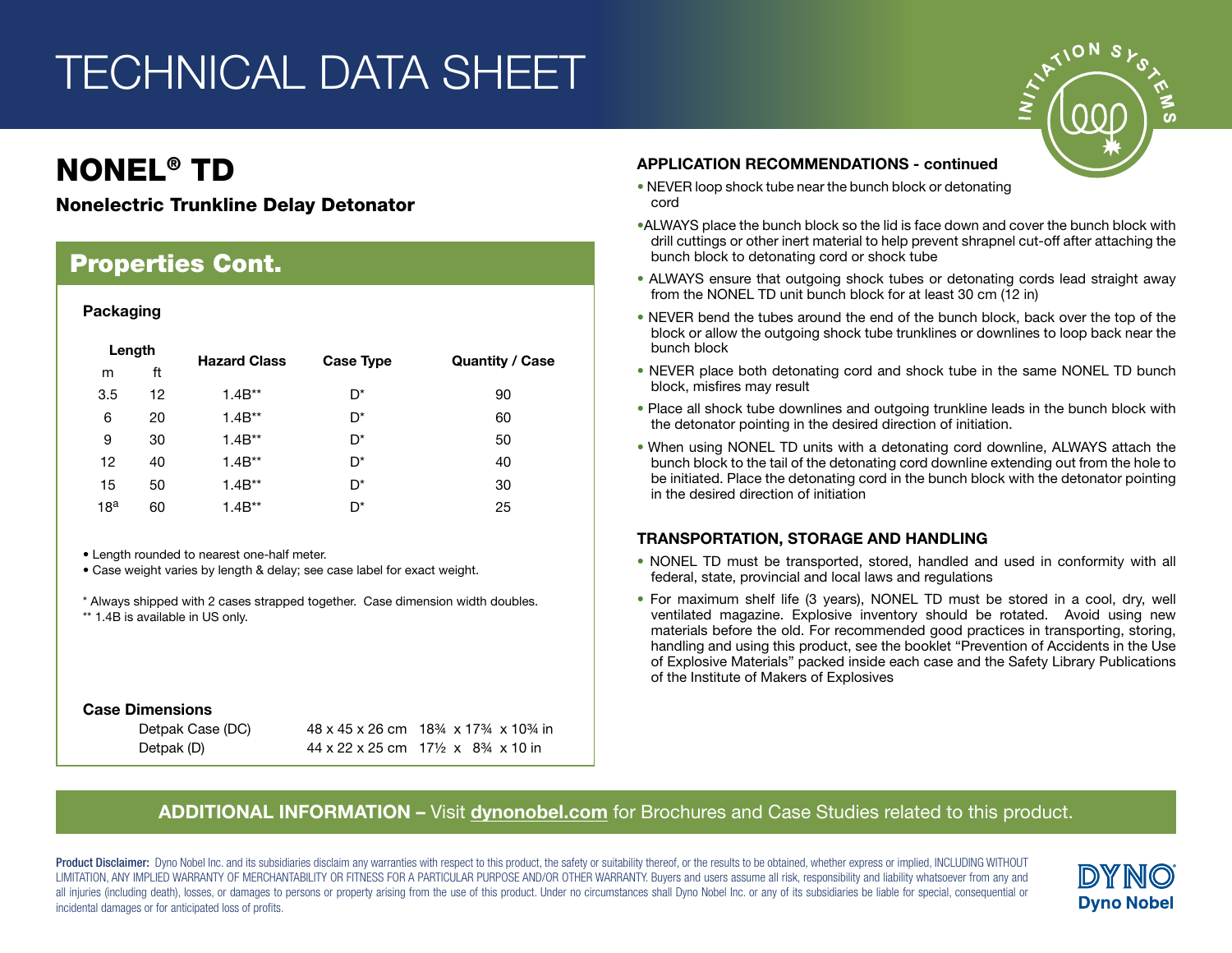# TECHNICAL DATA SHEET

## NONEL® TD

**Nonelectric Trunkline Delay Detonator**

### Properties Cont.

**Packaging**

| Length | | Hazard Class | Case Type | Quantity / Case |
|---|---|---|---|---|
| m | ft | | | |
| 3.5 | 12 | 1.4B** | D* | 90 |
| 6 | 20 | 1.4B** | D* | 60 |
| 9 | 30 | 1.4B** | D* | 50 |
| 12 | 40 | 1.4B** | D* | 40 |
| 15 | 50 | 1.4B** | D* | 30 |
| 18[a] | 60 | 1.4B** | D* | 25 |

- Length rounded to nearest one-half meter.
- Case weight varies by length & delay; see case label for exact weight.

\* Always shipped with 2 cases strapped together. Case dimension width doubles.
** 1.4B is available in US only.

**Case Dimensions**

| | | |
|---|---|---|
| Detpak Case (DC) | 48 x 45 x 26 cm | 18¾ x 17¾ x 10¾ in |
| Detpak (D) | 44 x 22 x 25 cm | 17½ x 8¾ x 10 in |

### APPLICATION RECOMMENDATIONS - continued

- NEVER loop shock tube near the bunch block or detonating cord
- ALWAYS place the bunch block so the lid is face down and cover the bunch block with drill cuttings or other inert material to help prevent shrapnel cut-off after attaching the bunch block to detonating cord or shock tube
- ALWAYS ensure that outgoing shock tubes or detonating cords lead straight away from the NONEL TD unit bunch block for at least 30 cm (12 in)
- NEVER bend the tubes around the end of the bunch block, back over the top of the block or allow the outgoing shock tube trunklines or downlines to loop back near the bunch block
- NEVER place both detonating cord and shock tube in the same NONEL TD bunch block, misfires may result
- Place all shock tube downlines and outgoing trunkline leads in the bunch block with the detonator pointing in the desired direction of initiation.
- When using NONEL TD units with a detonating cord downline, ALWAYS attach the bunch block to the tail of the detonating cord downline extending out from the hole to be initiated. Place the detonating cord in the bunch block with the detonator pointing in the desired direction of initiation

### TRANSPORTATION, STORAGE AND HANDLING

- NONEL TD must be transported, stored, handled and used in conformity with all federal, state, provincial and local laws and regulations
- For maximum shelf life (3 years), NONEL TD must be stored in a cool, dry, well ventilated magazine. Explosive inventory should be rotated. Avoid using new materials before the old. For recommended good practices in transporting, storing, handling and using this product, see the booklet "Prevention of Accidents in the Use of Explosive Materials" packed inside each case and the Safety Library Publications of the Institute of Makers of Explosives

**ADDITIONAL INFORMATION –** Visit **dynonobel.com** for Brochures and Case Studies related to this product.

**Product Disclaimer:** Dyno Nobel Inc. and its subsidiaries disclaim any warranties with respect to this product, the safety or suitability thereof, or the results to be obtained, whether express or implied, INCLUDING WITHOUT LIMITATION, ANY IMPLIED WARRANTY OF MERCHANTABILITY OR FITNESS FOR A PARTICULAR PURPOSE AND/OR OTHER WARRANTY. Buyers and users assume all risk, responsibility and liability whatsoever from any and all injuries (including death), losses, or damages to persons or property arising from the use of this product. Under no circumstances shall Dyno Nobel Inc. or any of its subsidiaries be liable for special, consequential or incidental damages or for anticipated loss of profits.